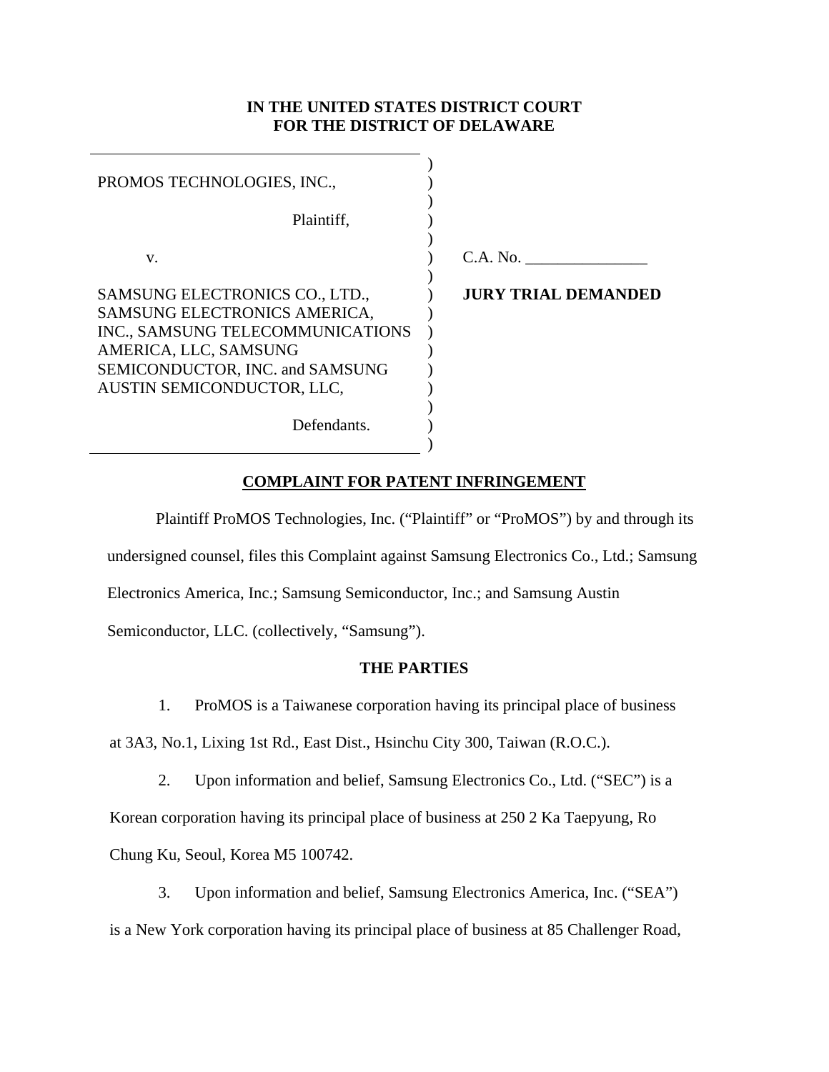**IN THE UNITED STATES DISTRICT COURT**
**FOR THE DISTRICT OF DELAWARE**

| | |
|---|---|
| PROMOS TECHNOLOGIES, INC.,<br><br>Plaintiff,<br><br>v.<br><br>SAMSUNG ELECTRONICS CO., LTD., SAMSUNG ELECTRONICS AMERICA, INC., SAMSUNG TELECOMMUNICATIONS AMERICA, LLC, SAMSUNG SEMICONDUCTOR, INC. and SAMSUNG AUSTIN SEMICONDUCTOR, LLC,<br><br>Defendants. | C.A. No. _______________<br><br>**JURY TRIAL DEMANDED** |

**COMPLAINT FOR PATENT INFRINGEMENT**

Plaintiff ProMOS Technologies, Inc. ("Plaintiff" or "ProMOS") by and through its undersigned counsel, files this Complaint against Samsung Electronics Co., Ltd.; Samsung Electronics America, Inc.; Samsung Semiconductor, Inc.; and Samsung Austin Semiconductor, LLC. (collectively, "Samsung").

**THE PARTIES**

1. ProMOS is a Taiwanese corporation having its principal place of business at 3A3, No.1, Lixing 1st Rd., East Dist., Hsinchu City 300, Taiwan (R.O.C.).

2. Upon information and belief, Samsung Electronics Co., Ltd. ("SEC") is a Korean corporation having its principal place of business at 250 2 Ka Taepyung, Ro Chung Ku, Seoul, Korea M5 100742.

3. Upon information and belief, Samsung Electronics America, Inc. ("SEA") is a New York corporation having its principal place of business at 85 Challenger Road,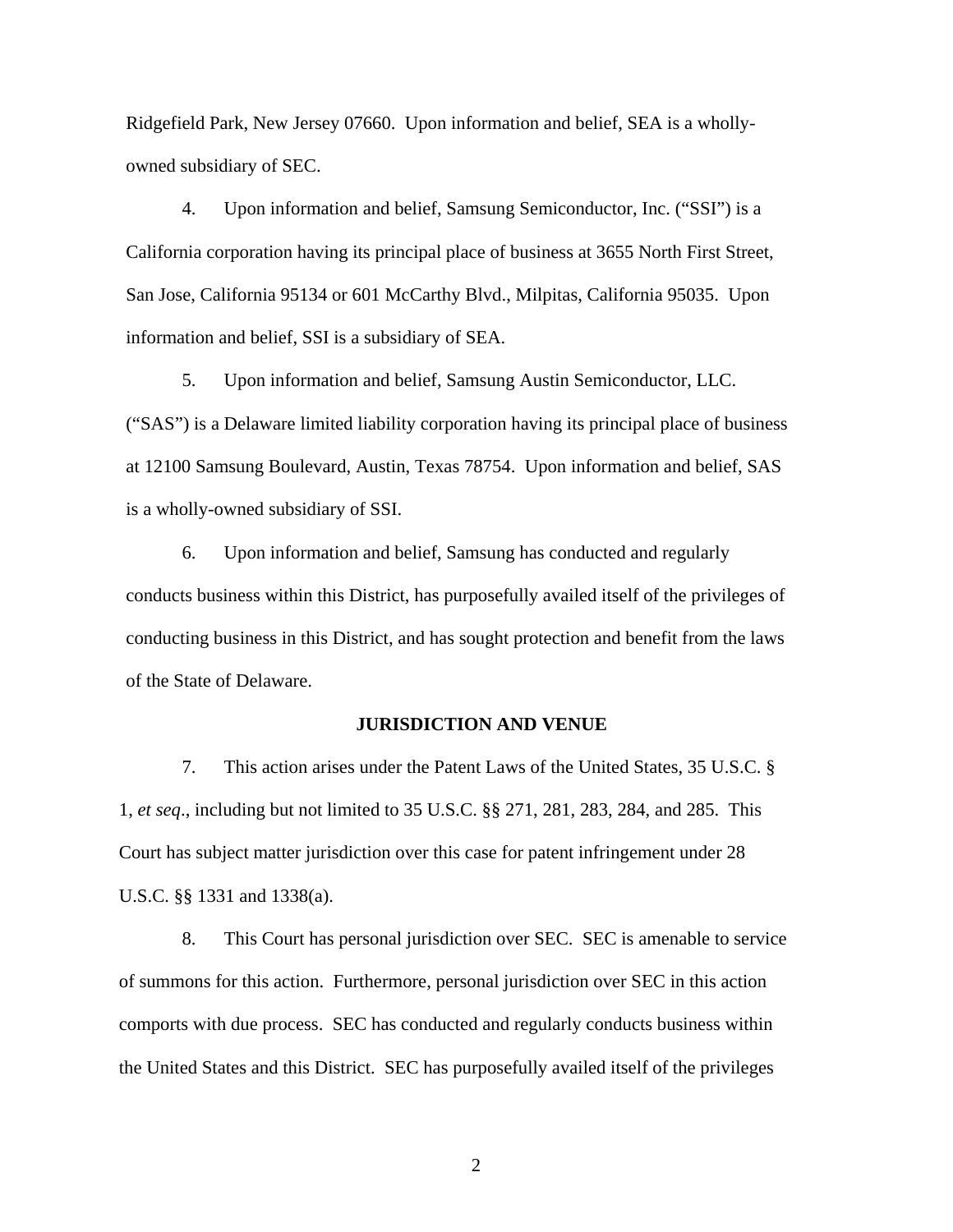Ridgefield Park, New Jersey 07660. Upon information and belief, SEA is a wholly-owned subsidiary of SEC.

4. Upon information and belief, Samsung Semiconductor, Inc. ("SSI") is a California corporation having its principal place of business at 3655 North First Street, San Jose, California 95134 or 601 McCarthy Blvd., Milpitas, California 95035. Upon information and belief, SSI is a subsidiary of SEA.

5. Upon information and belief, Samsung Austin Semiconductor, LLC. ("SAS") is a Delaware limited liability corporation having its principal place of business at 12100 Samsung Boulevard, Austin, Texas 78754. Upon information and belief, SAS is a wholly-owned subsidiary of SSI.

6. Upon information and belief, Samsung has conducted and regularly conducts business within this District, has purposefully availed itself of the privileges of conducting business in this District, and has sought protection and benefit from the laws of the State of Delaware.

**JURISDICTION AND VENUE**

7. This action arises under the Patent Laws of the United States, 35 U.S.C. § 1, *et seq*., including but not limited to 35 U.S.C. §§ 271, 281, 283, 284, and 285. This Court has subject matter jurisdiction over this case for patent infringement under 28 U.S.C. §§ 1331 and 1338(a).

8. This Court has personal jurisdiction over SEC. SEC is amenable to service of summons for this action. Furthermore, personal jurisdiction over SEC in this action comports with due process. SEC has conducted and regularly conducts business within the United States and this District. SEC has purposefully availed itself of the privileges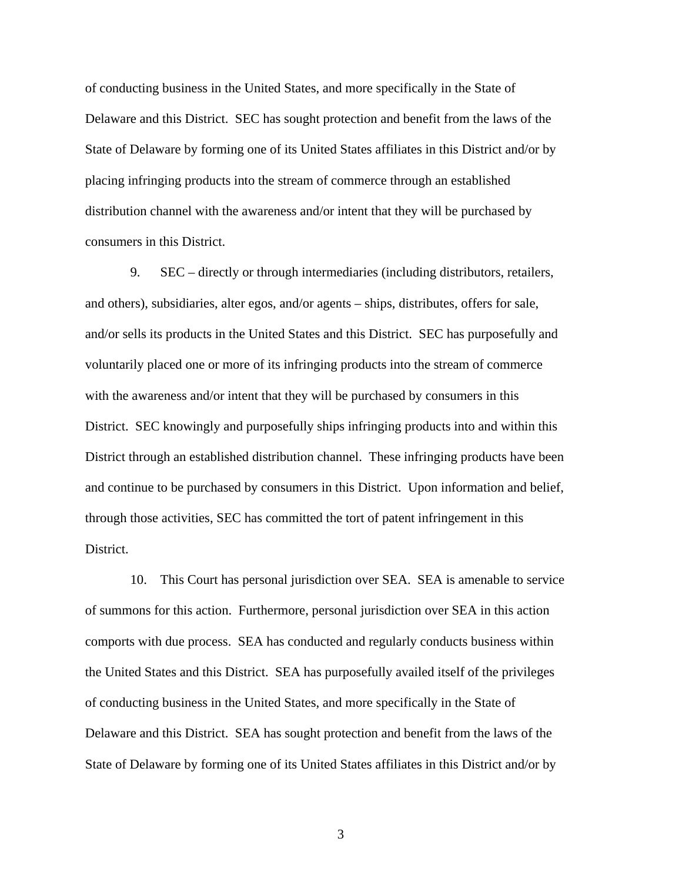of conducting business in the United States, and more specifically in the State of Delaware and this District. SEC has sought protection and benefit from the laws of the State of Delaware by forming one of its United States affiliates in this District and/or by placing infringing products into the stream of commerce through an established distribution channel with the awareness and/or intent that they will be purchased by consumers in this District.

9. SEC – directly or through intermediaries (including distributors, retailers, and others), subsidiaries, alter egos, and/or agents – ships, distributes, offers for sale, and/or sells its products in the United States and this District. SEC has purposefully and voluntarily placed one or more of its infringing products into the stream of commerce with the awareness and/or intent that they will be purchased by consumers in this District. SEC knowingly and purposefully ships infringing products into and within this District through an established distribution channel. These infringing products have been and continue to be purchased by consumers in this District. Upon information and belief, through those activities, SEC has committed the tort of patent infringement in this District.

10. This Court has personal jurisdiction over SEA. SEA is amenable to service of summons for this action. Furthermore, personal jurisdiction over SEA in this action comports with due process. SEA has conducted and regularly conducts business within the United States and this District. SEA has purposefully availed itself of the privileges of conducting business in the United States, and more specifically in the State of Delaware and this District. SEA has sought protection and benefit from the laws of the State of Delaware by forming one of its United States affiliates in this District and/or by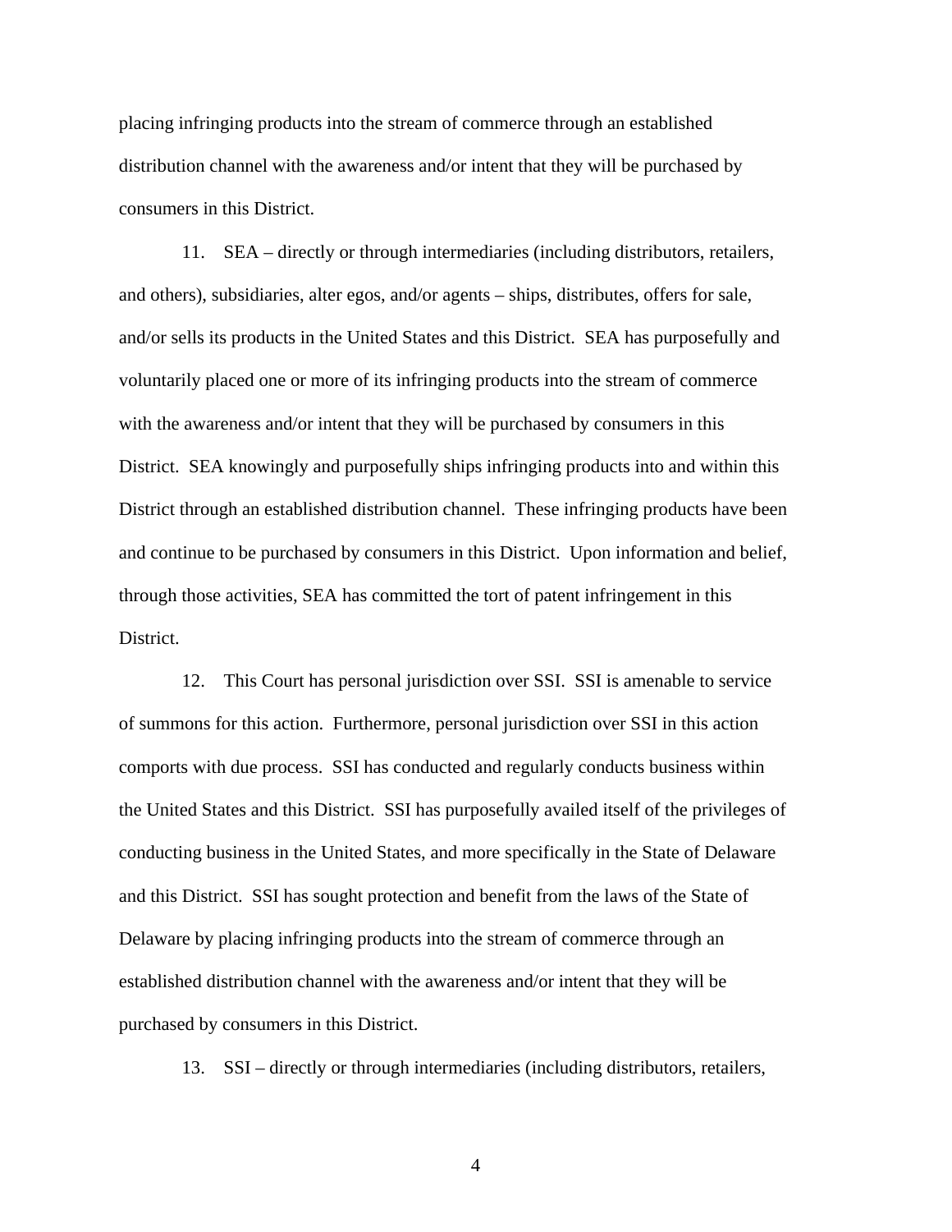placing infringing products into the stream of commerce through an established distribution channel with the awareness and/or intent that they will be purchased by consumers in this District.

11. SEA – directly or through intermediaries (including distributors, retailers, and others), subsidiaries, alter egos, and/or agents – ships, distributes, offers for sale, and/or sells its products in the United States and this District. SEA has purposefully and voluntarily placed one or more of its infringing products into the stream of commerce with the awareness and/or intent that they will be purchased by consumers in this District. SEA knowingly and purposefully ships infringing products into and within this District through an established distribution channel. These infringing products have been and continue to be purchased by consumers in this District. Upon information and belief, through those activities, SEA has committed the tort of patent infringement in this District.

12. This Court has personal jurisdiction over SSI. SSI is amenable to service of summons for this action. Furthermore, personal jurisdiction over SSI in this action comports with due process. SSI has conducted and regularly conducts business within the United States and this District. SSI has purposefully availed itself of the privileges of conducting business in the United States, and more specifically in the State of Delaware and this District. SSI has sought protection and benefit from the laws of the State of Delaware by placing infringing products into the stream of commerce through an established distribution channel with the awareness and/or intent that they will be purchased by consumers in this District.

13. SSI – directly or through intermediaries (including distributors, retailers,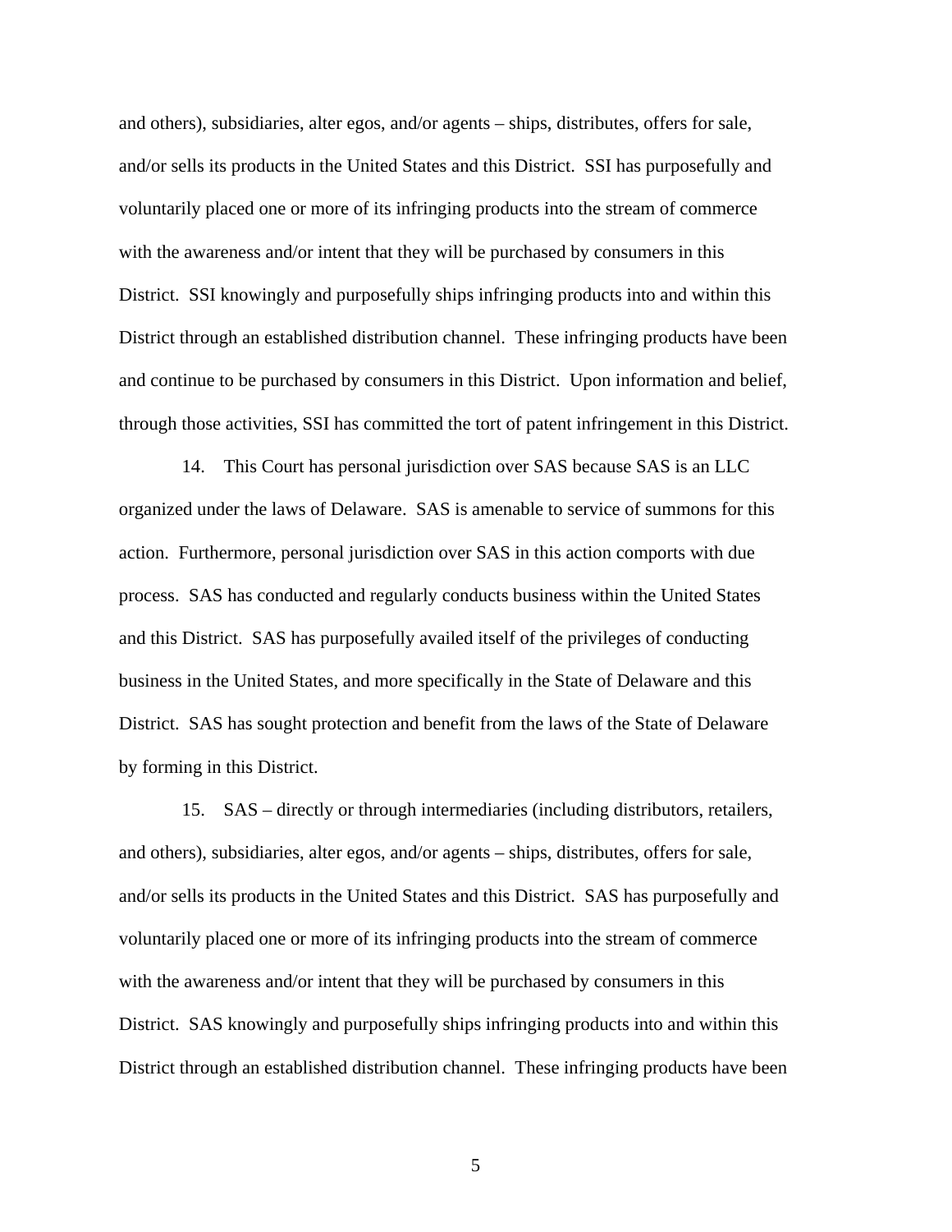and others), subsidiaries, alter egos, and/or agents – ships, distributes, offers for sale, and/or sells its products in the United States and this District. SSI has purposefully and voluntarily placed one or more of its infringing products into the stream of commerce with the awareness and/or intent that they will be purchased by consumers in this District. SSI knowingly and purposefully ships infringing products into and within this District through an established distribution channel. These infringing products have been and continue to be purchased by consumers in this District. Upon information and belief, through those activities, SSI has committed the tort of patent infringement in this District.

14. This Court has personal jurisdiction over SAS because SAS is an LLC organized under the laws of Delaware. SAS is amenable to service of summons for this action. Furthermore, personal jurisdiction over SAS in this action comports with due process. SAS has conducted and regularly conducts business within the United States and this District. SAS has purposefully availed itself of the privileges of conducting business in the United States, and more specifically in the State of Delaware and this District. SAS has sought protection and benefit from the laws of the State of Delaware by forming in this District.

15. SAS – directly or through intermediaries (including distributors, retailers, and others), subsidiaries, alter egos, and/or agents – ships, distributes, offers for sale, and/or sells its products in the United States and this District. SAS has purposefully and voluntarily placed one or more of its infringing products into the stream of commerce with the awareness and/or intent that they will be purchased by consumers in this District. SAS knowingly and purposefully ships infringing products into and within this District through an established distribution channel. These infringing products have been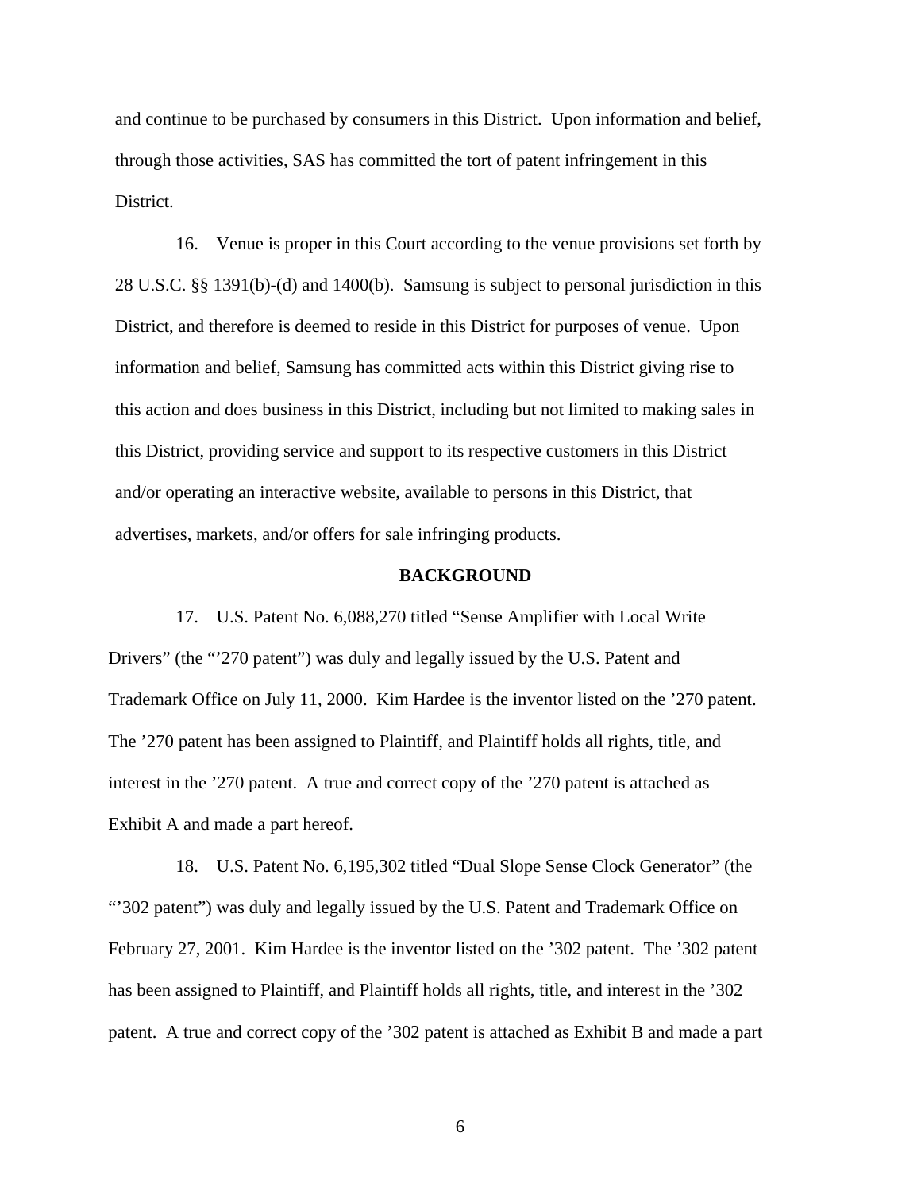and continue to be purchased by consumers in this District. Upon information and belief, through those activities, SAS has committed the tort of patent infringement in this District.

16. Venue is proper in this Court according to the venue provisions set forth by 28 U.S.C. §§ 1391(b)-(d) and 1400(b). Samsung is subject to personal jurisdiction in this District, and therefore is deemed to reside in this District for purposes of venue. Upon information and belief, Samsung has committed acts within this District giving rise to this action and does business in this District, including but not limited to making sales in this District, providing service and support to its respective customers in this District and/or operating an interactive website, available to persons in this District, that advertises, markets, and/or offers for sale infringing products.

## BACKGROUND

17. U.S. Patent No. 6,088,270 titled "Sense Amplifier with Local Write Drivers" (the "'270 patent") was duly and legally issued by the U.S. Patent and Trademark Office on July 11, 2000. Kim Hardee is the inventor listed on the '270 patent. The '270 patent has been assigned to Plaintiff, and Plaintiff holds all rights, title, and interest in the '270 patent. A true and correct copy of the '270 patent is attached as Exhibit A and made a part hereof.

18. U.S. Patent No. 6,195,302 titled "Dual Slope Sense Clock Generator" (the "'302 patent") was duly and legally issued by the U.S. Patent and Trademark Office on February 27, 2001. Kim Hardee is the inventor listed on the '302 patent. The '302 patent has been assigned to Plaintiff, and Plaintiff holds all rights, title, and interest in the '302 patent. A true and correct copy of the '302 patent is attached as Exhibit B and made a part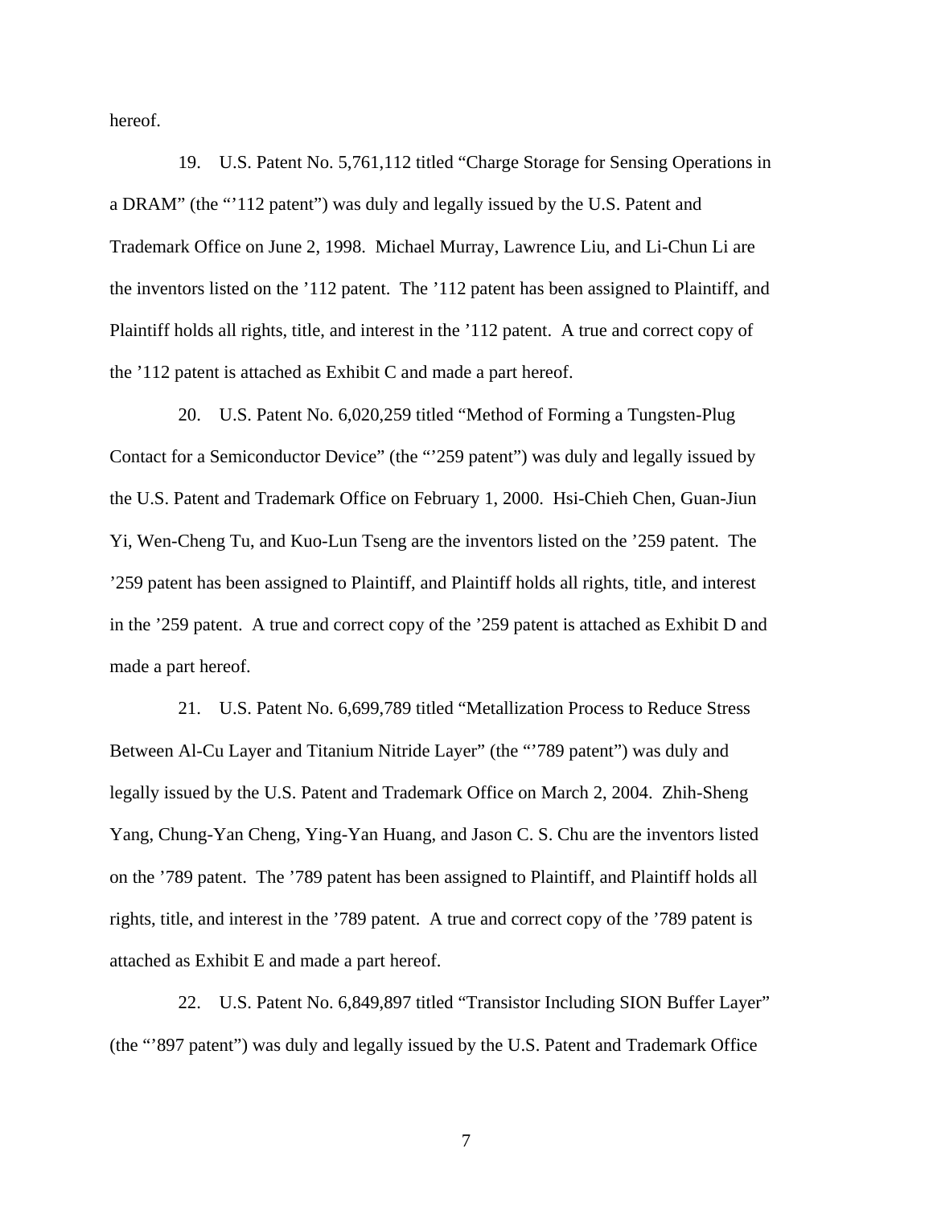hereof.

19. U.S. Patent No. 5,761,112 titled "Charge Storage for Sensing Operations in a DRAM" (the "'112 patent") was duly and legally issued by the U.S. Patent and Trademark Office on June 2, 1998. Michael Murray, Lawrence Liu, and Li-Chun Li are the inventors listed on the '112 patent. The '112 patent has been assigned to Plaintiff, and Plaintiff holds all rights, title, and interest in the '112 patent. A true and correct copy of the '112 patent is attached as Exhibit C and made a part hereof.

20. U.S. Patent No. 6,020,259 titled "Method of Forming a Tungsten-Plug Contact for a Semiconductor Device" (the "'259 patent") was duly and legally issued by the U.S. Patent and Trademark Office on February 1, 2000. Hsi-Chieh Chen, Guan-Jiun Yi, Wen-Cheng Tu, and Kuo-Lun Tseng are the inventors listed on the '259 patent. The '259 patent has been assigned to Plaintiff, and Plaintiff holds all rights, title, and interest in the '259 patent. A true and correct copy of the '259 patent is attached as Exhibit D and made a part hereof.

21. U.S. Patent No. 6,699,789 titled "Metallization Process to Reduce Stress Between Al-Cu Layer and Titanium Nitride Layer" (the "'789 patent") was duly and legally issued by the U.S. Patent and Trademark Office on March 2, 2004. Zhih-Sheng Yang, Chung-Yan Cheng, Ying-Yan Huang, and Jason C. S. Chu are the inventors listed on the '789 patent. The '789 patent has been assigned to Plaintiff, and Plaintiff holds all rights, title, and interest in the '789 patent. A true and correct copy of the '789 patent is attached as Exhibit E and made a part hereof.

22. U.S. Patent No. 6,849,897 titled "Transistor Including SION Buffer Layer" (the "'897 patent") was duly and legally issued by the U.S. Patent and Trademark Office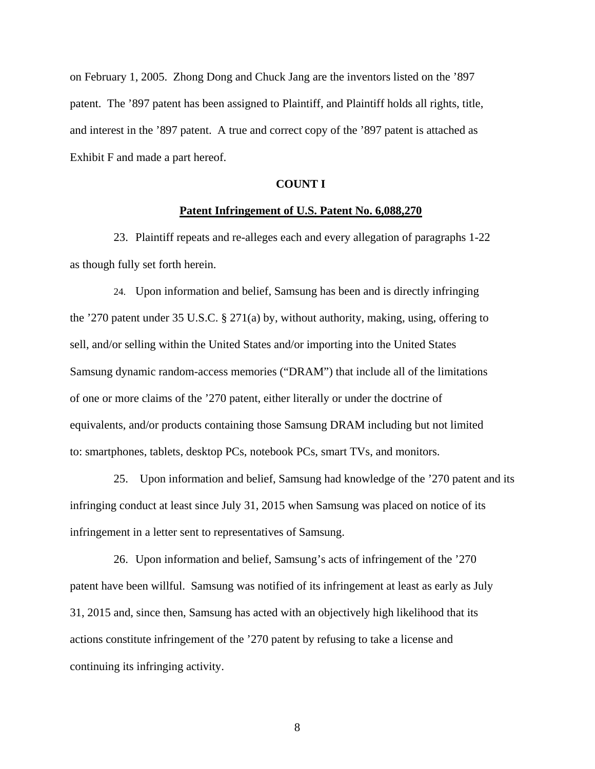on February 1, 2005. Zhong Dong and Chuck Jang are the inventors listed on the ’897 patent. The ’897 patent has been assigned to Plaintiff, and Plaintiff holds all rights, title, and interest in the ’897 patent. A true and correct copy of the ’897 patent is attached as Exhibit F and made a part hereof.

**COUNT I**

**Patent Infringement of U.S. Patent No. 6,088,270**

23. Plaintiff repeats and re-alleges each and every allegation of paragraphs 1-22 as though fully set forth herein.

24. Upon information and belief, Samsung has been and is directly infringing the ’270 patent under 35 U.S.C. § 271(a) by, without authority, making, using, offering to sell, and/or selling within the United States and/or importing into the United States Samsung dynamic random-access memories (“DRAM”) that include all of the limitations of one or more claims of the ’270 patent, either literally or under the doctrine of equivalents, and/or products containing those Samsung DRAM including but not limited to: smartphones, tablets, desktop PCs, notebook PCs, smart TVs, and monitors.

25. Upon information and belief, Samsung had knowledge of the ’270 patent and its infringing conduct at least since July 31, 2015 when Samsung was placed on notice of its infringement in a letter sent to representatives of Samsung.

26. Upon information and belief, Samsung’s acts of infringement of the ’270 patent have been willful. Samsung was notified of its infringement at least as early as July 31, 2015 and, since then, Samsung has acted with an objectively high likelihood that its actions constitute infringement of the ’270 patent by refusing to take a license and continuing its infringing activity.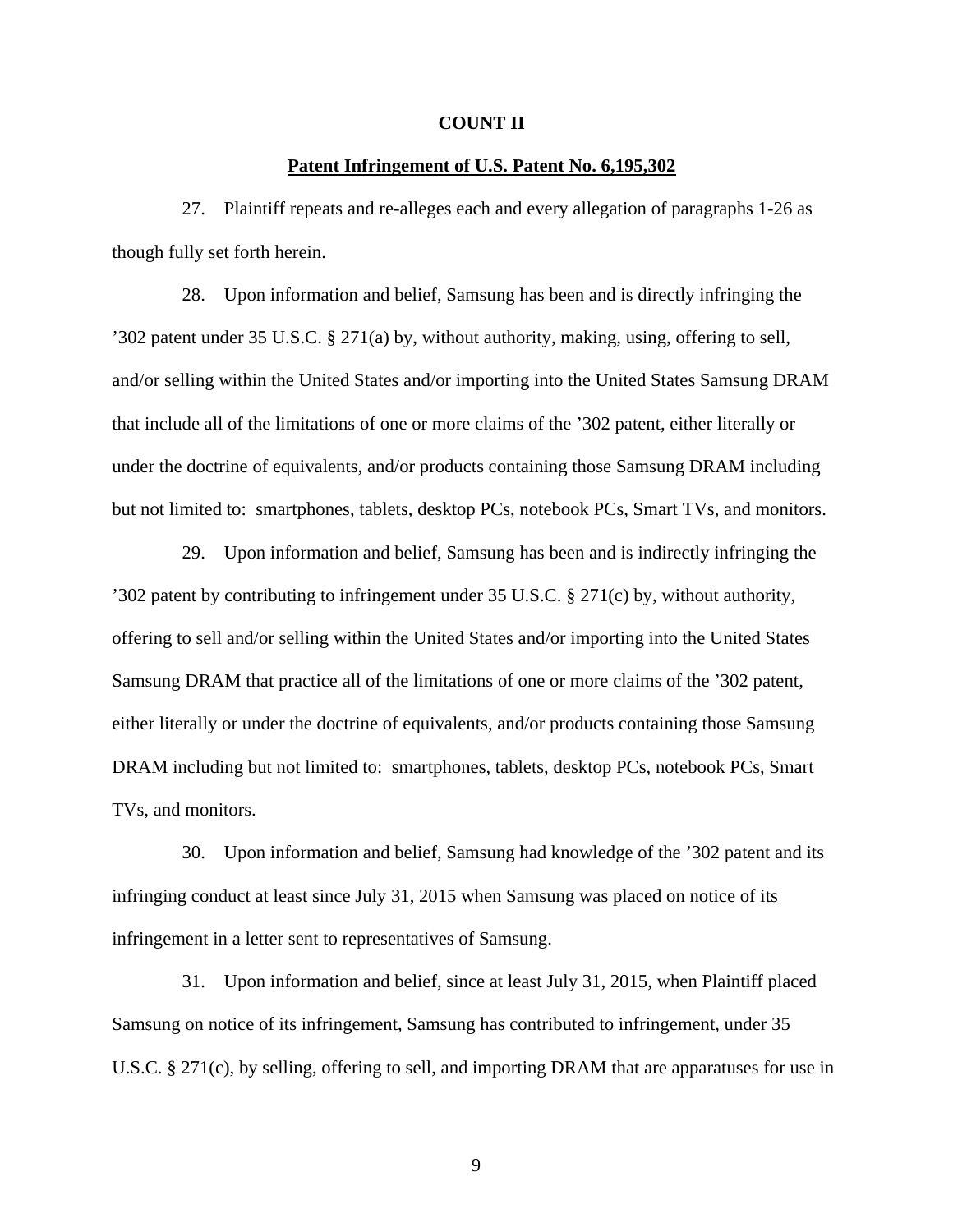**COUNT II**

**Patent Infringement of U.S. Patent No. 6,195,302**

27. Plaintiff repeats and re-alleges each and every allegation of paragraphs 1-26 as though fully set forth herein.

28. Upon information and belief, Samsung has been and is directly infringing the ’302 patent under 35 U.S.C. § 271(a) by, without authority, making, using, offering to sell, and/or selling within the United States and/or importing into the United States Samsung DRAM that include all of the limitations of one or more claims of the ’302 patent, either literally or under the doctrine of equivalents, and/or products containing those Samsung DRAM including but not limited to: smartphones, tablets, desktop PCs, notebook PCs, Smart TVs, and monitors.

29. Upon information and belief, Samsung has been and is indirectly infringing the ’302 patent by contributing to infringement under 35 U.S.C. § 271(c) by, without authority, offering to sell and/or selling within the United States and/or importing into the United States Samsung DRAM that practice all of the limitations of one or more claims of the ’302 patent, either literally or under the doctrine of equivalents, and/or products containing those Samsung DRAM including but not limited to: smartphones, tablets, desktop PCs, notebook PCs, Smart TVs, and monitors.

30. Upon information and belief, Samsung had knowledge of the ’302 patent and its infringing conduct at least since July 31, 2015 when Samsung was placed on notice of its infringement in a letter sent to representatives of Samsung.

31. Upon information and belief, since at least July 31, 2015, when Plaintiff placed Samsung on notice of its infringement, Samsung has contributed to infringement, under 35 U.S.C. § 271(c), by selling, offering to sell, and importing DRAM that are apparatuses for use in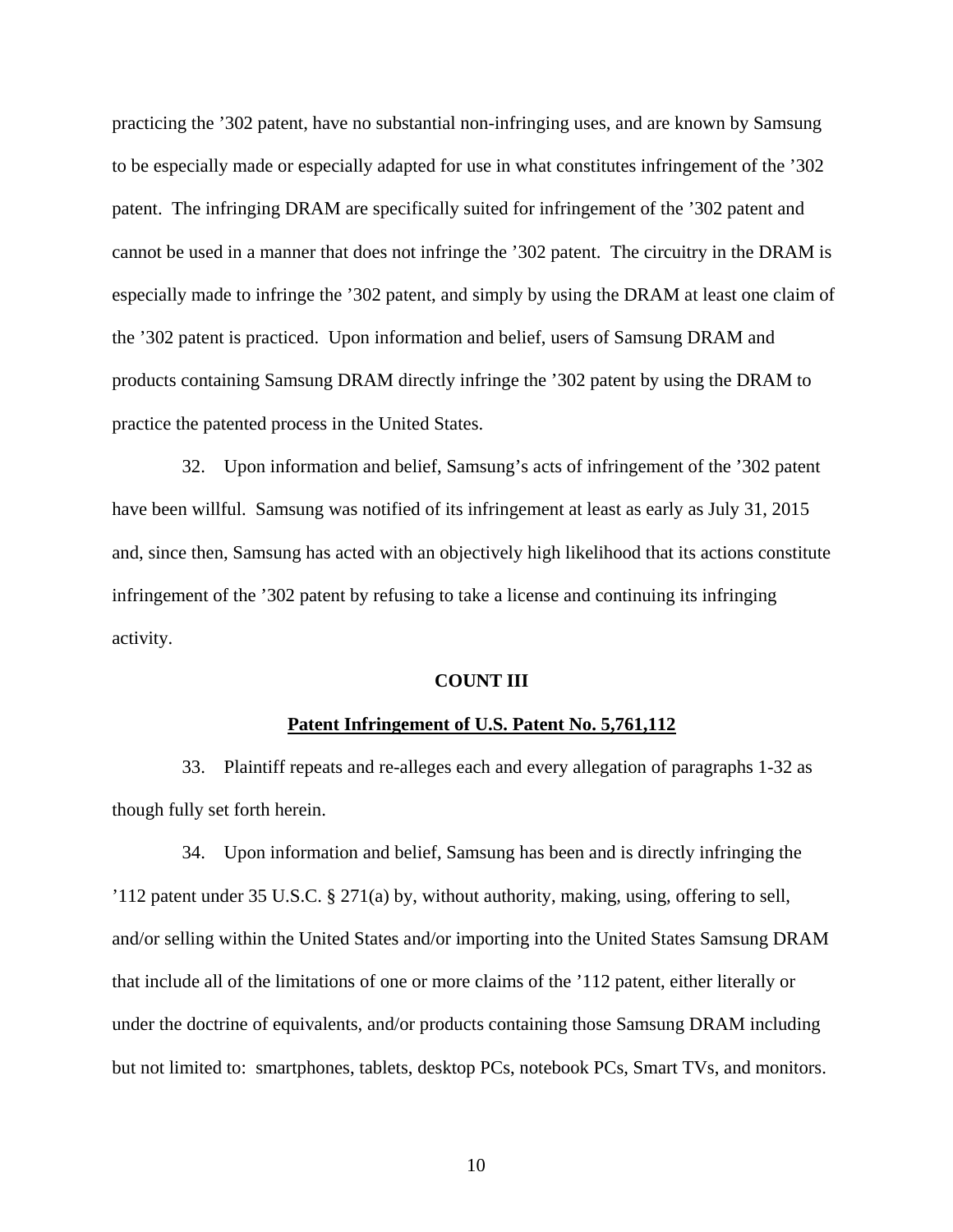practicing the ’302 patent, have no substantial non-infringing uses, and are known by Samsung to be especially made or especially adapted for use in what constitutes infringement of the ’302 patent. The infringing DRAM are specifically suited for infringement of the ’302 patent and cannot be used in a manner that does not infringe the ’302 patent. The circuitry in the DRAM is especially made to infringe the ’302 patent, and simply by using the DRAM at least one claim of the ’302 patent is practiced. Upon information and belief, users of Samsung DRAM and products containing Samsung DRAM directly infringe the ’302 patent by using the DRAM to practice the patented process in the United States.

32. Upon information and belief, Samsung’s acts of infringement of the ’302 patent have been willful. Samsung was notified of its infringement at least as early as July 31, 2015 and, since then, Samsung has acted with an objectively high likelihood that its actions constitute infringement of the ’302 patent by refusing to take a license and continuing its infringing activity.

## COUNT III

## Patent Infringement of U.S. Patent No. 5,761,112

33. Plaintiff repeats and re-alleges each and every allegation of paragraphs 1-32 as though fully set forth herein.

34. Upon information and belief, Samsung has been and is directly infringing the ’112 patent under 35 U.S.C. § 271(a) by, without authority, making, using, offering to sell, and/or selling within the United States and/or importing into the United States Samsung DRAM that include all of the limitations of one or more claims of the ’112 patent, either literally or under the doctrine of equivalents, and/or products containing those Samsung DRAM including but not limited to: smartphones, tablets, desktop PCs, notebook PCs, Smart TVs, and monitors.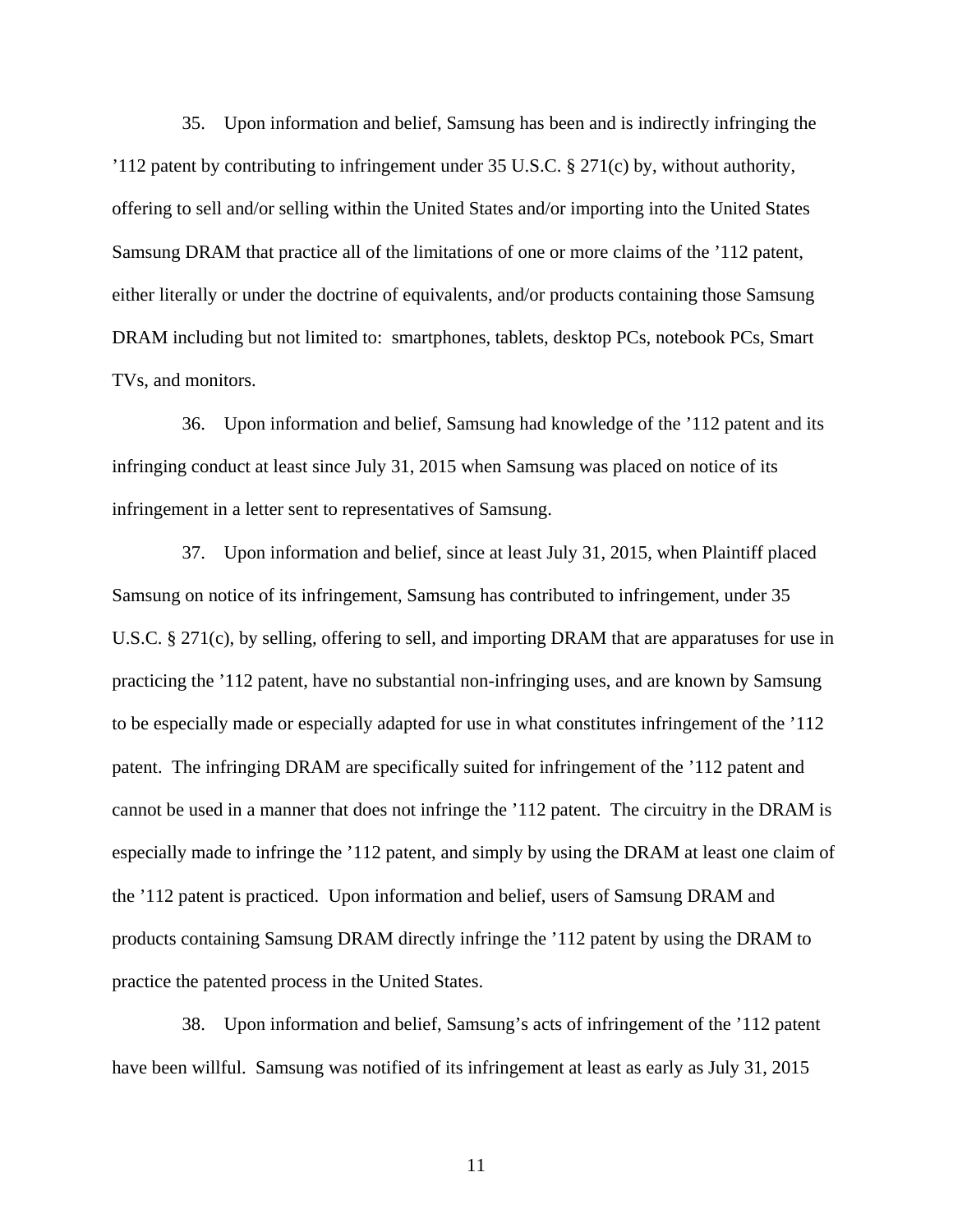35. Upon information and belief, Samsung has been and is indirectly infringing the ’112 patent by contributing to infringement under 35 U.S.C. § 271(c) by, without authority, offering to sell and/or selling within the United States and/or importing into the United States Samsung DRAM that practice all of the limitations of one or more claims of the ’112 patent, either literally or under the doctrine of equivalents, and/or products containing those Samsung DRAM including but not limited to: smartphones, tablets, desktop PCs, notebook PCs, Smart TVs, and monitors.

36. Upon information and belief, Samsung had knowledge of the ’112 patent and its infringing conduct at least since July 31, 2015 when Samsung was placed on notice of its infringement in a letter sent to representatives of Samsung.

37. Upon information and belief, since at least July 31, 2015, when Plaintiff placed Samsung on notice of its infringement, Samsung has contributed to infringement, under 35 U.S.C. § 271(c), by selling, offering to sell, and importing DRAM that are apparatuses for use in practicing the ’112 patent, have no substantial non-infringing uses, and are known by Samsung to be especially made or especially adapted for use in what constitutes infringement of the ’112 patent. The infringing DRAM are specifically suited for infringement of the ’112 patent and cannot be used in a manner that does not infringe the ’112 patent. The circuitry in the DRAM is especially made to infringe the ’112 patent, and simply by using the DRAM at least one claim of the ’112 patent is practiced. Upon information and belief, users of Samsung DRAM and products containing Samsung DRAM directly infringe the ’112 patent by using the DRAM to practice the patented process in the United States.

38. Upon information and belief, Samsung’s acts of infringement of the ’112 patent have been willful. Samsung was notified of its infringement at least as early as July 31, 2015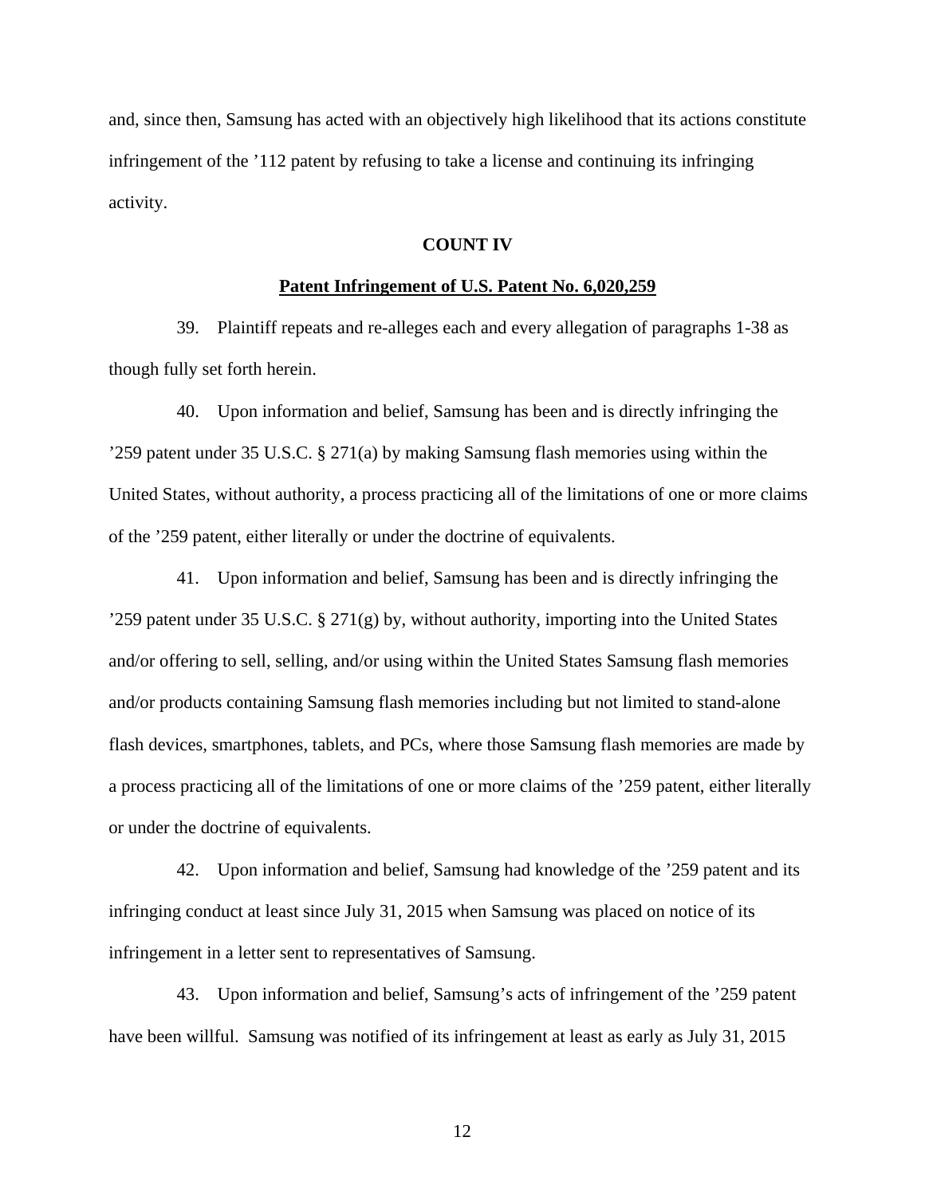and, since then, Samsung has acted with an objectively high likelihood that its actions constitute infringement of the ’112 patent by refusing to take a license and continuing its infringing activity.

**COUNT IV**

**Patent Infringement of U.S. Patent No. 6,020,259**

39. Plaintiff repeats and re-alleges each and every allegation of paragraphs 1-38 as though fully set forth herein.

40. Upon information and belief, Samsung has been and is directly infringing the ’259 patent under 35 U.S.C. § 271(a) by making Samsung flash memories using within the United States, without authority, a process practicing all of the limitations of one or more claims of the ’259 patent, either literally or under the doctrine of equivalents.

41. Upon information and belief, Samsung has been and is directly infringing the ’259 patent under 35 U.S.C. § 271(g) by, without authority, importing into the United States and/or offering to sell, selling, and/or using within the United States Samsung flash memories and/or products containing Samsung flash memories including but not limited to stand-alone flash devices, smartphones, tablets, and PCs, where those Samsung flash memories are made by a process practicing all of the limitations of one or more claims of the ’259 patent, either literally or under the doctrine of equivalents.

42. Upon information and belief, Samsung had knowledge of the ’259 patent and its infringing conduct at least since July 31, 2015 when Samsung was placed on notice of its infringement in a letter sent to representatives of Samsung.

43. Upon information and belief, Samsung’s acts of infringement of the ’259 patent have been willful. Samsung was notified of its infringement at least as early as July 31, 2015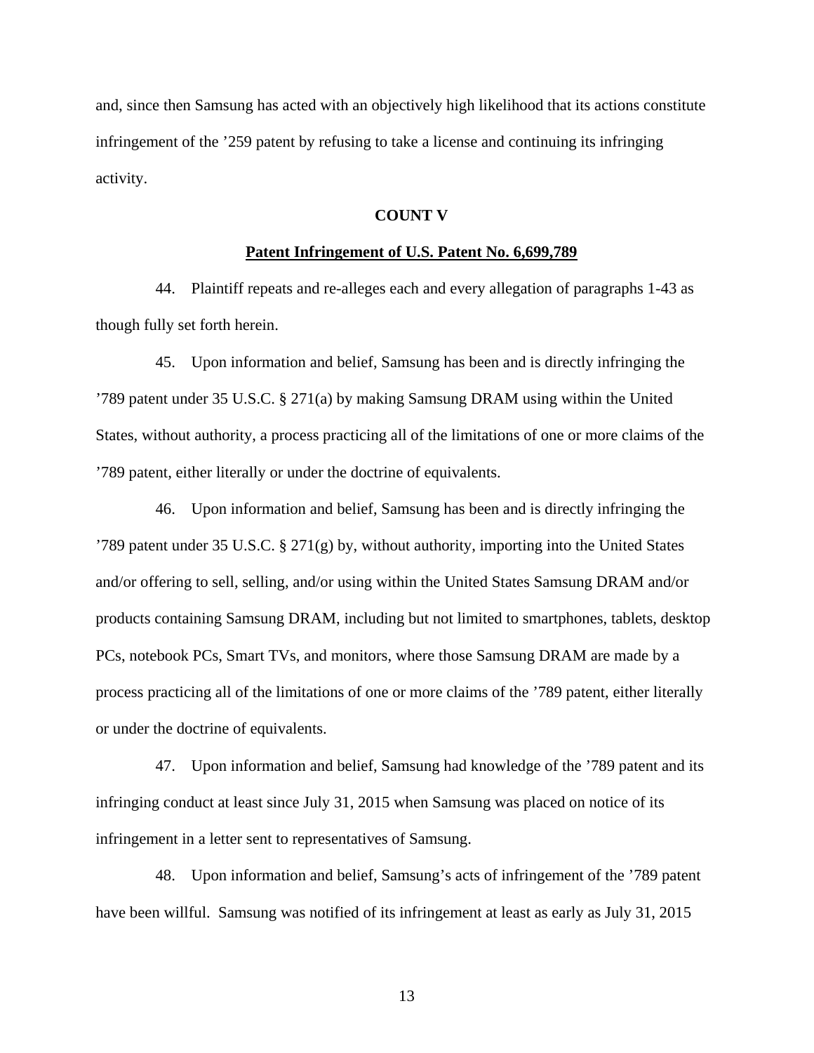and, since then Samsung has acted with an objectively high likelihood that its actions constitute infringement of the ’259 patent by refusing to take a license and continuing its infringing activity.

**COUNT V**

**Patent Infringement of U.S. Patent No. 6,699,789**

44. Plaintiff repeats and re-alleges each and every allegation of paragraphs 1-43 as though fully set forth herein.

45. Upon information and belief, Samsung has been and is directly infringing the ’789 patent under 35 U.S.C. § 271(a) by making Samsung DRAM using within the United States, without authority, a process practicing all of the limitations of one or more claims of the ’789 patent, either literally or under the doctrine of equivalents.

46. Upon information and belief, Samsung has been and is directly infringing the ’789 patent under 35 U.S.C. § 271(g) by, without authority, importing into the United States and/or offering to sell, selling, and/or using within the United States Samsung DRAM and/or products containing Samsung DRAM, including but not limited to smartphones, tablets, desktop PCs, notebook PCs, Smart TVs, and monitors, where those Samsung DRAM are made by a process practicing all of the limitations of one or more claims of the ’789 patent, either literally or under the doctrine of equivalents.

47. Upon information and belief, Samsung had knowledge of the ’789 patent and its infringing conduct at least since July 31, 2015 when Samsung was placed on notice of its infringement in a letter sent to representatives of Samsung.

48. Upon information and belief, Samsung’s acts of infringement of the ’789 patent have been willful. Samsung was notified of its infringement at least as early as July 31, 2015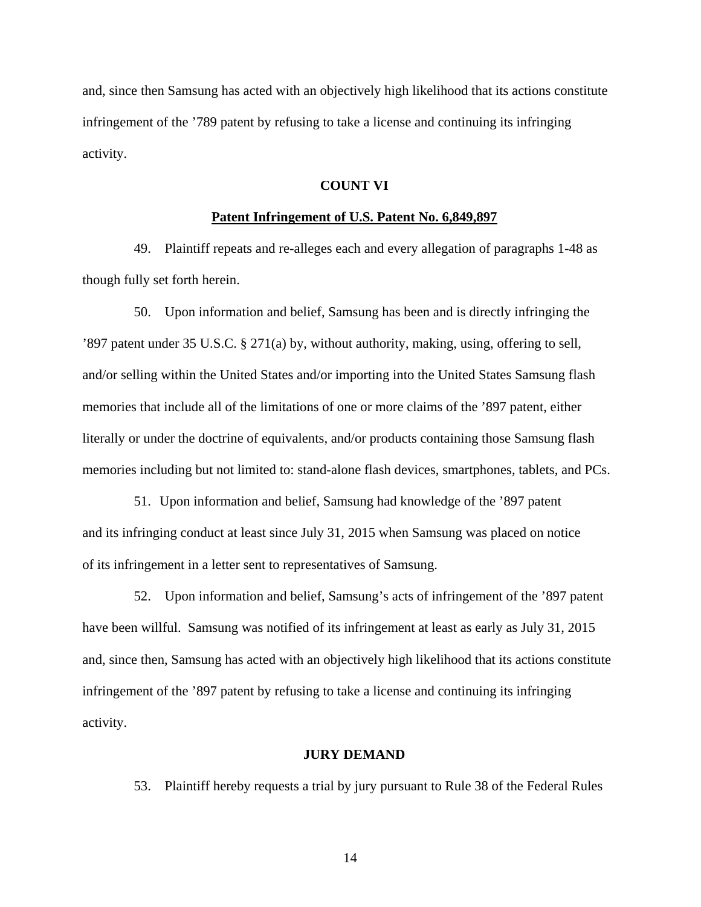and, since then Samsung has acted with an objectively high likelihood that its actions constitute infringement of the ’789 patent by refusing to take a license and continuing its infringing activity.

**COUNT VI**

**Patent Infringement of U.S. Patent No. 6,849,897**

49. Plaintiff repeats and re-alleges each and every allegation of paragraphs 1-48 as though fully set forth herein.

50. Upon information and belief, Samsung has been and is directly infringing the ’897 patent under 35 U.S.C. § 271(a) by, without authority, making, using, offering to sell, and/or selling within the United States and/or importing into the United States Samsung flash memories that include all of the limitations of one or more claims of the ’897 patent, either literally or under the doctrine of equivalents, and/or products containing those Samsung flash memories including but not limited to: stand-alone flash devices, smartphones, tablets, and PCs.

51. Upon information and belief, Samsung had knowledge of the ’897 patent and its infringing conduct at least since July 31, 2015 when Samsung was placed on notice of its infringement in a letter sent to representatives of Samsung.

52. Upon information and belief, Samsung’s acts of infringement of the ’897 patent have been willful. Samsung was notified of its infringement at least as early as July 31, 2015 and, since then, Samsung has acted with an objectively high likelihood that its actions constitute infringement of the ’897 patent by refusing to take a license and continuing its infringing activity.

**JURY DEMAND**

53. Plaintiff hereby requests a trial by jury pursuant to Rule 38 of the Federal Rules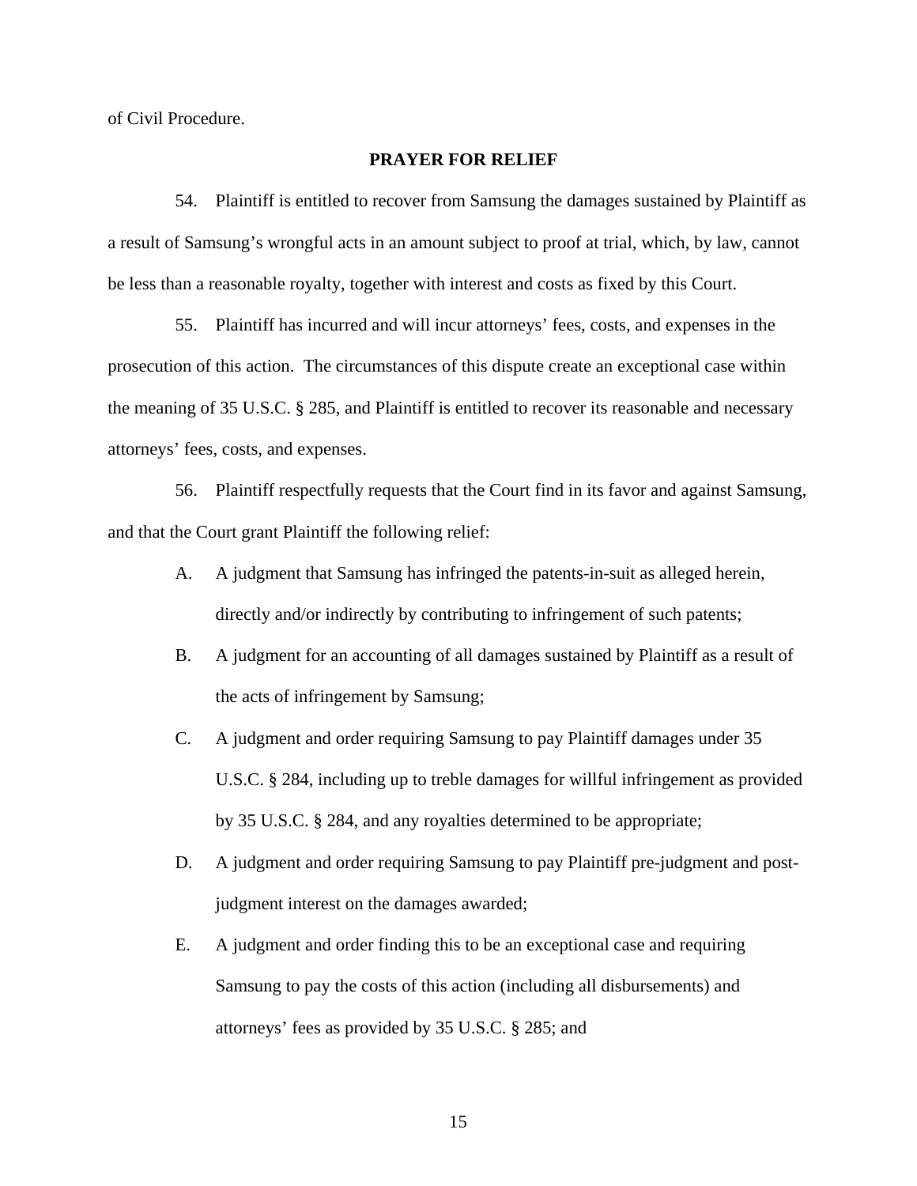of Civil Procedure.

## PRAYER FOR RELIEF

54. Plaintiff is entitled to recover from Samsung the damages sustained by Plaintiff as a result of Samsung's wrongful acts in an amount subject to proof at trial, which, by law, cannot be less than a reasonable royalty, together with interest and costs as fixed by this Court.

55. Plaintiff has incurred and will incur attorneys' fees, costs, and expenses in the prosecution of this action. The circumstances of this dispute create an exceptional case within the meaning of 35 U.S.C. § 285, and Plaintiff is entitled to recover its reasonable and necessary attorneys' fees, costs, and expenses.

56. Plaintiff respectfully requests that the Court find in its favor and against Samsung, and that the Court grant Plaintiff the following relief:

A. A judgment that Samsung has infringed the patents-in-suit as alleged herein, directly and/or indirectly by contributing to infringement of such patents;

B. A judgment for an accounting of all damages sustained by Plaintiff as a result of the acts of infringement by Samsung;

C. A judgment and order requiring Samsung to pay Plaintiff damages under 35 U.S.C. § 284, including up to treble damages for willful infringement as provided by 35 U.S.C. § 284, and any royalties determined to be appropriate;

D. A judgment and order requiring Samsung to pay Plaintiff pre-judgment and post-judgment interest on the damages awarded;

E. A judgment and order finding this to be an exceptional case and requiring Samsung to pay the costs of this action (including all disbursements) and attorneys' fees as provided by 35 U.S.C. § 285; and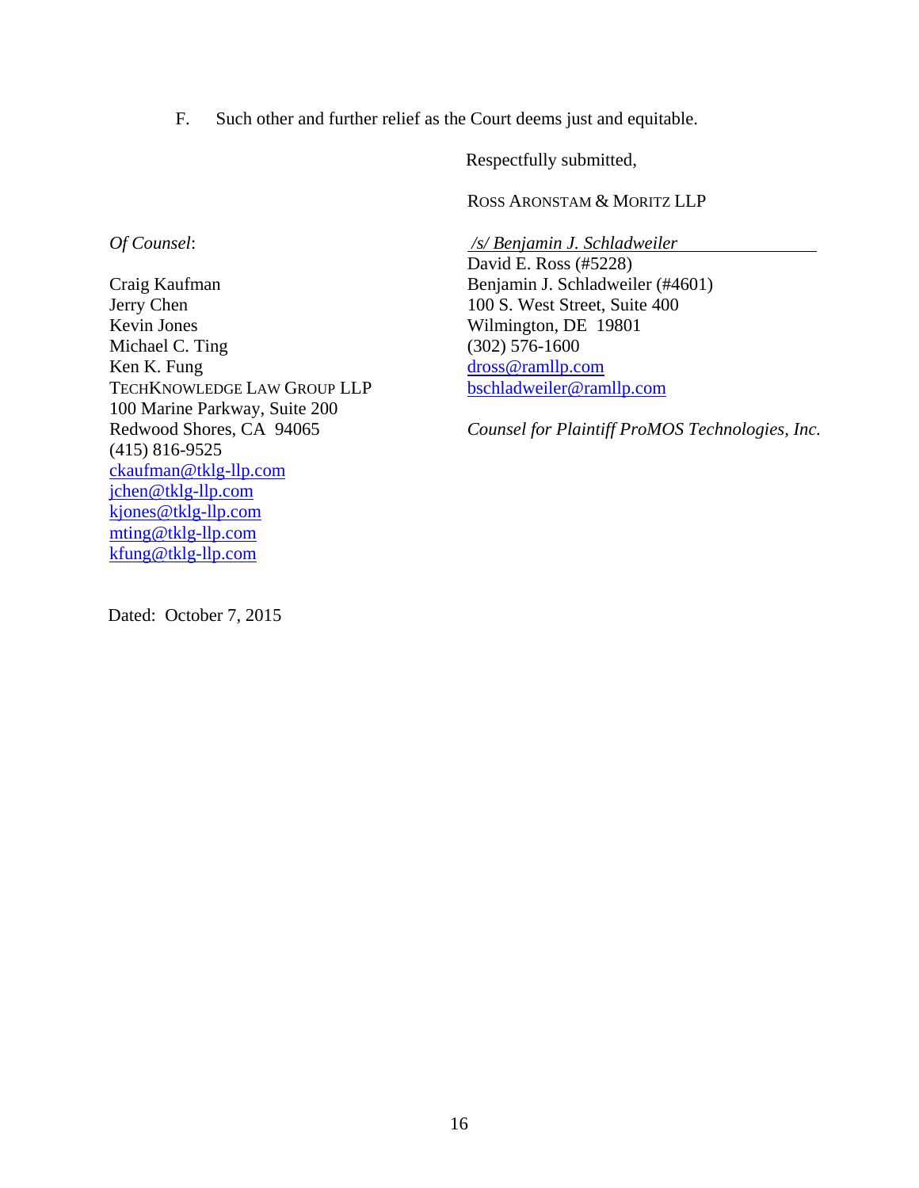F. Such other and further relief as the Court deems just and equitable.

Respectfully submitted,

ROSS ARONSTAM & MORITZ LLP

*/s/ Benjamin J. Schladweiler*
David E. Ross (#5228)
Benjamin J. Schladweiler (#4601)
100 S. West Street, Suite 400
Wilmington, DE 19801
(302) 576-1600
dross@ramllp.com
bschladweiler@ramllp.com

*Counsel for Plaintiff ProMOS Technologies, Inc.*

*Of Counsel*:

Craig Kaufman
Jerry Chen
Kevin Jones
Michael C. Ting
Ken K. Fung
TECHKNOWLEDGE LAW GROUP LLP
100 Marine Parkway, Suite 200
Redwood Shores, CA 94065
(415) 816-9525
ckaufman@tklg-llp.com
jchen@tklg-llp.com
kjones@tklg-llp.com
mting@tklg-llp.com
kfung@tklg-llp.com

Dated: October 7, 2015